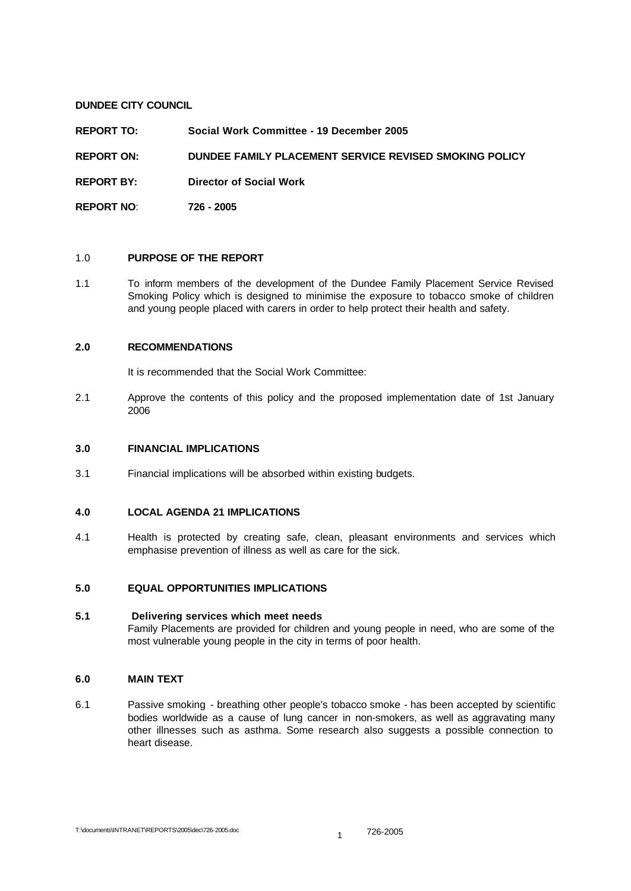**DUNDEE CITY COUNCIL**

| | |
|---|---|
| **REPORT TO:** | **Social Work Committee - 19 December 2005** |
| **REPORT ON:** | **DUNDEE FAMILY PLACEMENT SERVICE REVISED SMOKING POLICY** |
| **REPORT BY:** | **Director of Social Work** |
| **REPORT NO**: | **726 - 2005** |

## 1.0 PURPOSE OF THE REPORT

1.1 To inform members of the development of the Dundee Family Placement Service Revised Smoking Policy which is designed to minimise the exposure to tobacco smoke of children and young people placed with carers in order to help protect their health and safety.

## 2.0 RECOMMENDATIONS

It is recommended that the Social Work Committee:

2.1 Approve the contents of this policy and the proposed implementation date of 1st January 2006

## 3.0 FINANCIAL IMPLICATIONS

3.1 Financial implications will be absorbed within existing budgets.

## 4.0 LOCAL AGENDA 21 IMPLICATIONS

4.1 Health is protected by creating safe, clean, pleasant environments and services which emphasise prevention of illness as well as care for the sick.

## 5.0 EQUAL OPPORTUNITIES IMPLICATIONS

**5.1 Delivering services which meet needs**

Family Placements are provided for children and young people in need, who are some of the most vulnerable young people in the city in terms of poor health.

## 6.0 MAIN TEXT

6.1 Passive smoking - breathing other people's tobacco smoke - has been accepted by scientific bodies worldwide as a cause of lung cancer in non-smokers, as well as aggravating many other illnesses such as asthma. Some research also suggests a possible connection to heart disease.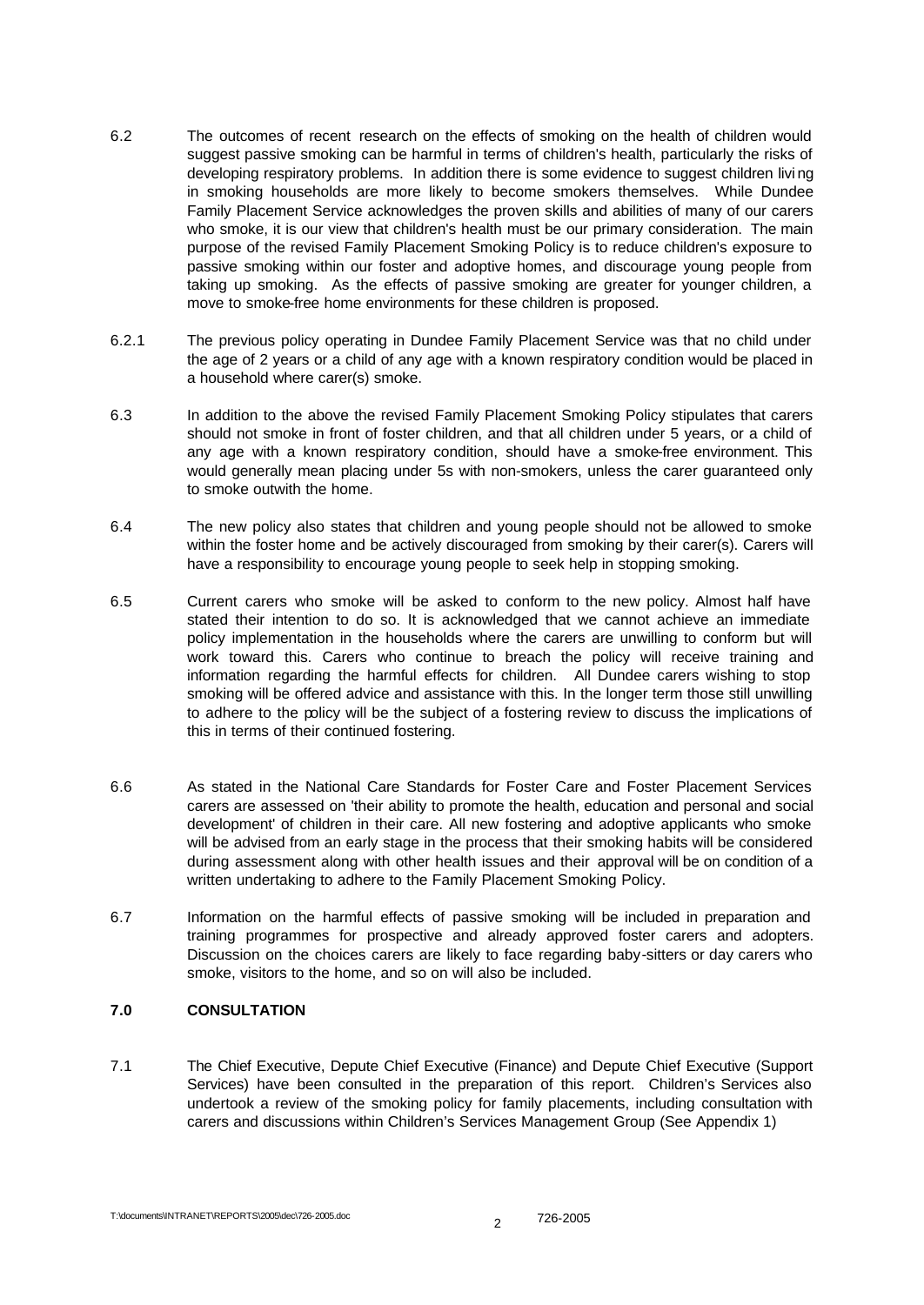6.2 The outcomes of recent research on the effects of smoking on the health of children would suggest passive smoking can be harmful in terms of children's health, particularly the risks of developing respiratory problems. In addition there is some evidence to suggest children living in smoking households are more likely to become smokers themselves. While Dundee Family Placement Service acknowledges the proven skills and abilities of many of our carers who smoke, it is our view that children's health must be our primary consideration. The main purpose of the revised Family Placement Smoking Policy is to reduce children's exposure to passive smoking within our foster and adoptive homes, and discourage young people from taking up smoking. As the effects of passive smoking are greater for younger children, a move to smoke-free home environments for these children is proposed.

6.2.1 The previous policy operating in Dundee Family Placement Service was that no child under the age of 2 years or a child of any age with a known respiratory condition would be placed in a household where carer(s) smoke.

6.3 In addition to the above the revised Family Placement Smoking Policy stipulates that carers should not smoke in front of foster children, and that all children under 5 years, or a child of any age with a known respiratory condition, should have a smoke-free environment. This would generally mean placing under 5s with non-smokers, unless the carer guaranteed only to smoke outwith the home.

6.4 The new policy also states that children and young people should not be allowed to smoke within the foster home and be actively discouraged from smoking by their carer(s). Carers will have a responsibility to encourage young people to seek help in stopping smoking.

6.5 Current carers who smoke will be asked to conform to the new policy. Almost half have stated their intention to do so. It is acknowledged that we cannot achieve an immediate policy implementation in the households where the carers are unwilling to conform but will work toward this. Carers who continue to breach the policy will receive training and information regarding the harmful effects for children. All Dundee carers wishing to stop smoking will be offered advice and assistance with this. In the longer term those still unwilling to adhere to the policy will be the subject of a fostering review to discuss the implications of this in terms of their continued fostering.

6.6 As stated in the National Care Standards for Foster Care and Foster Placement Services carers are assessed on 'their ability to promote the health, education and personal and social development' of children in their care. All new fostering and adoptive applicants who smoke will be advised from an early stage in the process that their smoking habits will be considered during assessment along with other health issues and their approval will be on condition of a written undertaking to adhere to the Family Placement Smoking Policy.

6.7 Information on the harmful effects of passive smoking will be included in preparation and training programmes for prospective and already approved foster carers and adopters. Discussion on the choices carers are likely to face regarding baby-sitters or day carers who smoke, visitors to the home, and so on will also be included.

## 7.0 CONSULTATION

7.1 The Chief Executive, Depute Chief Executive (Finance) and Depute Chief Executive (Support Services) have been consulted in the preparation of this report. Children's Services also undertook a review of the smoking policy for family placements, including consultation with carers and discussions within Children's Services Management Group (See Appendix 1)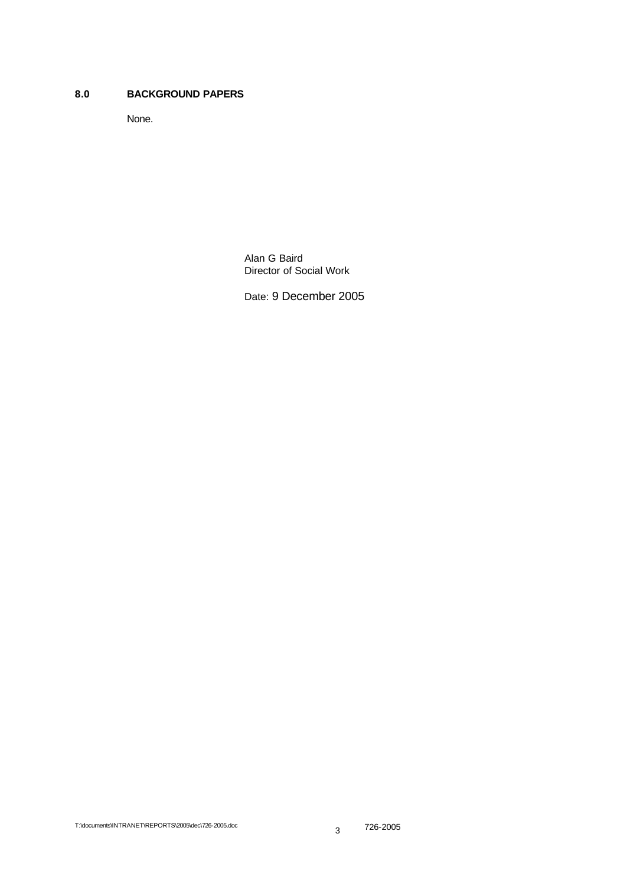## 8.0 BACKGROUND PAPERS

None.

Alan G Baird
Director of Social Work

Date: 9 December 2005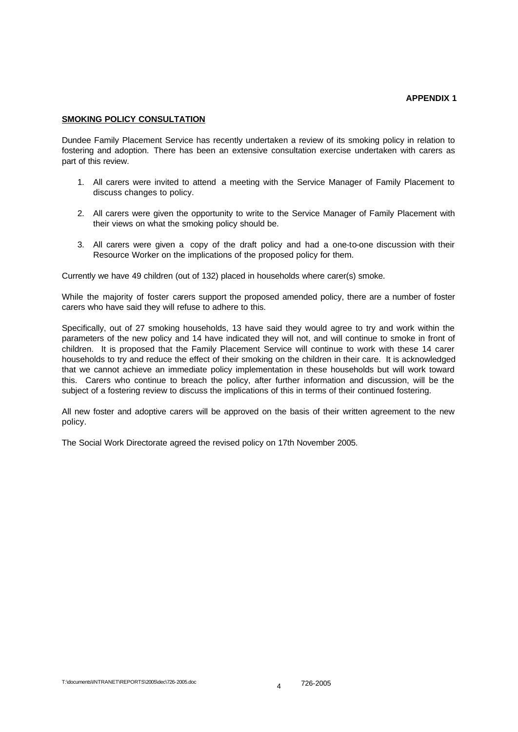**APPENDIX 1**

**SMOKING POLICY CONSULTATION**

Dundee Family Placement Service has recently undertaken a review of its smoking policy in relation to fostering and adoption. There has been an extensive consultation exercise undertaken with carers as part of this review.

1. All carers were invited to attend a meeting with the Service Manager of Family Placement to discuss changes to policy.

2. All carers were given the opportunity to write to the Service Manager of Family Placement with their views on what the smoking policy should be.

3. All carers were given a copy of the draft policy and had a one-to-one discussion with their Resource Worker on the implications of the proposed policy for them.

Currently we have 49 children (out of 132) placed in households where carer(s) smoke.

While the majority of foster carers support the proposed amended policy, there are a number of foster carers who have said they will refuse to adhere to this.

Specifically, out of 27 smoking households, 13 have said they would agree to try and work within the parameters of the new policy and 14 have indicated they will not, and will continue to smoke in front of children. It is proposed that the Family Placement Service will continue to work with these 14 carer households to try and reduce the effect of their smoking on the children in their care. It is acknowledged that we cannot achieve an immediate policy implementation in these households but will work toward this. Carers who continue to breach the policy, after further information and discussion, will be the subject of a fostering review to discuss the implications of this in terms of their continued fostering.

All new foster and adoptive carers will be approved on the basis of their written agreement to the new policy.

The Social Work Directorate agreed the revised policy on 17th November 2005.